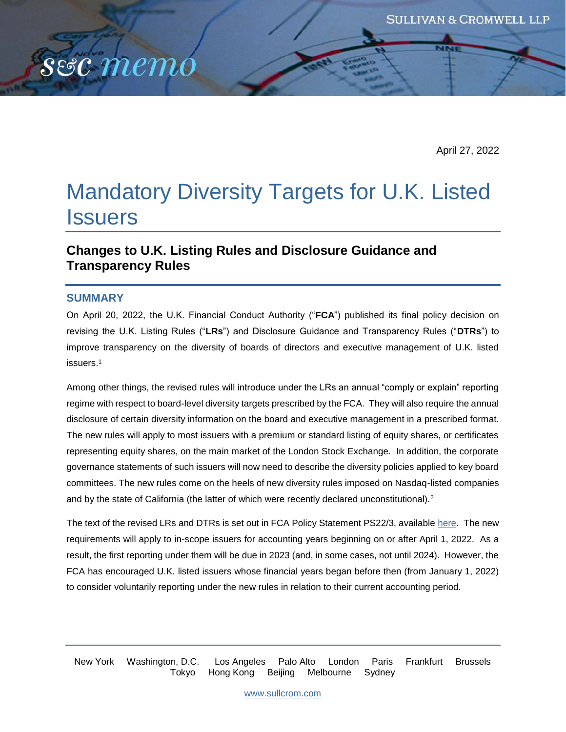April 27, 2022

# Mandatory Diversity Targets for U.K. Listed Issuers

## Changes to U.K. Listing Rules and Disclosure Guidance and Transparency Rules

### SUMMARY

On April 20, 2022, the U.K. Financial Conduct Authority ("**FCA**") published its final policy decision on revising the U.K. Listing Rules ("**LRs**") and Disclosure Guidance and Transparency Rules ("**DTRs**") to improve transparency on the diversity of boards of directors and executive management of U.K. listed issuers.[1]

Among other things, the revised rules will introduce under the LRs an annual "comply or explain" reporting regime with respect to board-level diversity targets prescribed by the FCA. They will also require the annual disclosure of certain diversity information on the board and executive management in a prescribed format. The new rules will apply to most issuers with a premium or standard listing of equity shares, or certificates representing equity shares, on the main market of the London Stock Exchange. In addition, the corporate governance statements of such issuers will now need to describe the diversity policies applied to key board committees. The new rules come on the heels of new diversity rules imposed on Nasdaq-listed companies and by the state of California (the latter of which were recently declared unconstitutional).[2]

The text of the revised LRs and DTRs is set out in FCA Policy Statement PS22/3, available here. The new requirements will apply to in-scope issuers for accounting years beginning on or after April 1, 2022. As a result, the first reporting under them will be due in 2023 (and, in some cases, not until 2024). However, the FCA has encouraged U.K. listed issuers whose financial years began before then (from January 1, 2022) to consider voluntarily reporting under the new rules in relation to their current accounting period.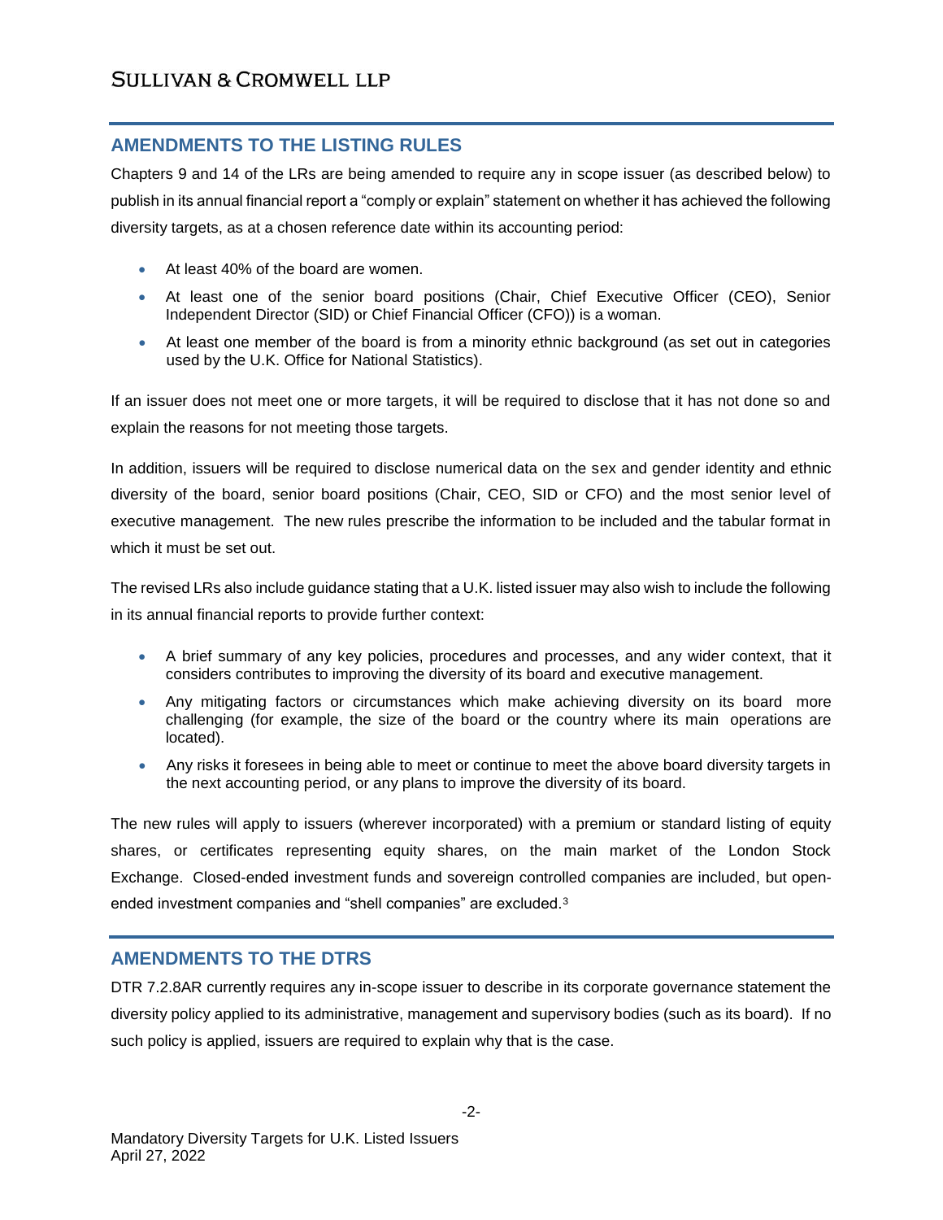## AMENDMENTS TO THE LISTING RULES

Chapters 9 and 14 of the LRs are being amended to require any in scope issuer (as described below) to publish in its annual financial report a "comply or explain" statement on whether it has achieved the following diversity targets, as at a chosen reference date within its accounting period:

- At least 40% of the board are women.
- At least one of the senior board positions (Chair, Chief Executive Officer (CEO), Senior Independent Director (SID) or Chief Financial Officer (CFO)) is a woman.
- At least one member of the board is from a minority ethnic background (as set out in categories used by the U.K. Office for National Statistics).

If an issuer does not meet one or more targets, it will be required to disclose that it has not done so and explain the reasons for not meeting those targets.

In addition, issuers will be required to disclose numerical data on the sex and gender identity and ethnic diversity of the board, senior board positions (Chair, CEO, SID or CFO) and the most senior level of executive management. The new rules prescribe the information to be included and the tabular format in which it must be set out.

The revised LRs also include guidance stating that a U.K. listed issuer may also wish to include the following in its annual financial reports to provide further context:

- A brief summary of any key policies, procedures and processes, and any wider context, that it considers contributes to improving the diversity of its board and executive management.
- Any mitigating factors or circumstances which make achieving diversity on its board more challenging (for example, the size of the board or the country where its main operations are located).
- Any risks it foresees in being able to meet or continue to meet the above board diversity targets in the next accounting period, or any plans to improve the diversity of its board.

The new rules will apply to issuers (wherever incorporated) with a premium or standard listing of equity shares, or certificates representing equity shares, on the main market of the London Stock Exchange. Closed-ended investment funds and sovereign controlled companies are included, but open-ended investment companies and "shell companies" are excluded.[3]

## AMENDMENTS TO THE DTRS

DTR 7.2.8AR currently requires any in-scope issuer to describe in its corporate governance statement the diversity policy applied to its administrative, management and supervisory bodies (such as its board). If no such policy is applied, issuers are required to explain why that is the case.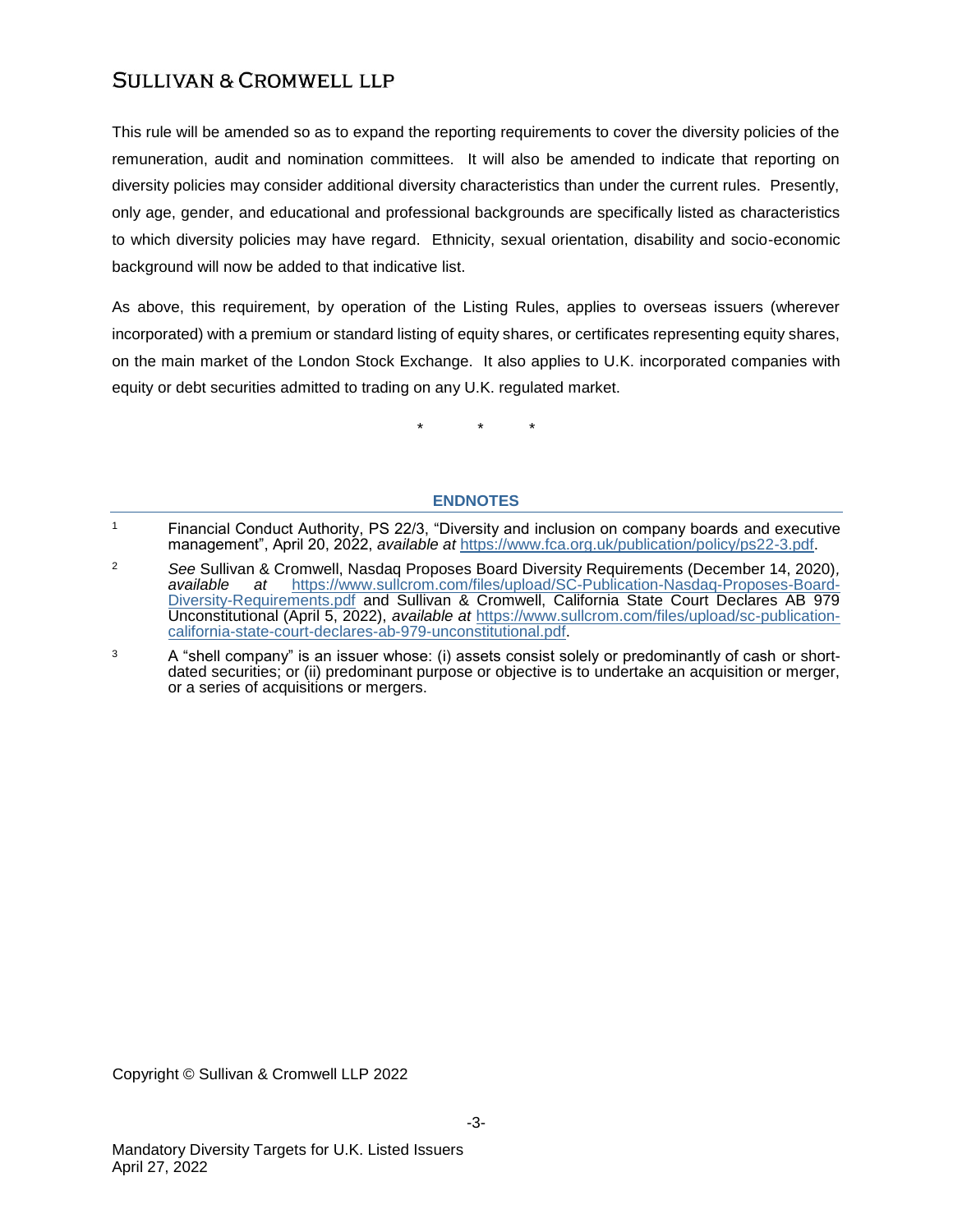This rule will be amended so as to expand the reporting requirements to cover the diversity policies of the remuneration, audit and nomination committees. It will also be amended to indicate that reporting on diversity policies may consider additional diversity characteristics than under the current rules. Presently, only age, gender, and educational and professional backgrounds are specifically listed as characteristics to which diversity policies may have regard. Ethnicity, sexual orientation, disability and socio-economic background will now be added to that indicative list.

As above, this requirement, by operation of the Listing Rules, applies to overseas issuers (wherever incorporated) with a premium or standard listing of equity shares, or certificates representing equity shares, on the main market of the London Stock Exchange. It also applies to U.K. incorporated companies with equity or debt securities admitted to trading on any U.K. regulated market.

\*  \*  \*

## ENDNOTES

1. Financial Conduct Authority, PS 22/3, "Diversity and inclusion on company boards and executive management", April 20, 2022, *available at* https://www.fca.org.uk/publication/policy/ps22-3.pdf.

2. *See* Sullivan & Cromwell, Nasdaq Proposes Board Diversity Requirements (December 14, 2020), *available at* https://www.sullcrom.com/files/upload/SC-Publication-Nasdaq-Proposes-Board-Diversity-Requirements.pdf and Sullivan & Cromwell, California State Court Declares AB 979 Unconstitutional (April 5, 2022), *available at* https://www.sullcrom.com/files/upload/sc-publication-california-state-court-declares-ab-979-unconstitutional.pdf.

3. A "shell company" is an issuer whose: (i) assets consist solely or predominantly of cash or short-dated securities; or (ii) predominant purpose or objective is to undertake an acquisition or merger, or a series of acquisitions or mergers.

Copyright © Sullivan & Cromwell LLP 2022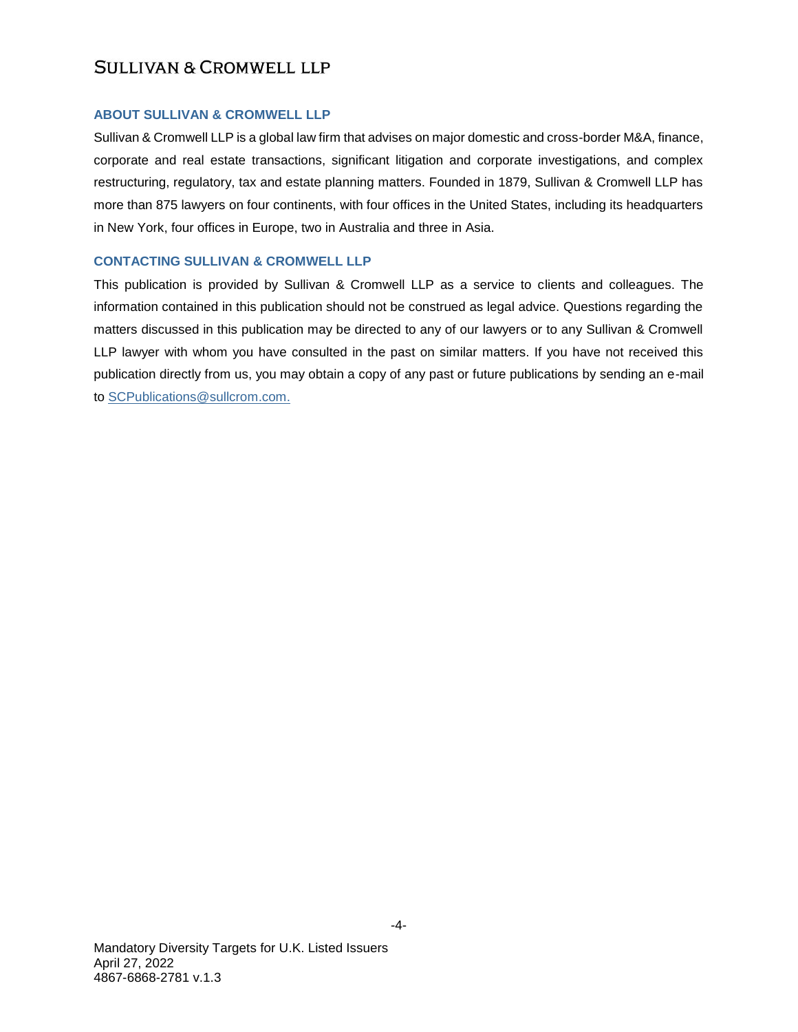## ABOUT SULLIVAN & CROMWELL LLP

Sullivan & Cromwell LLP is a global law firm that advises on major domestic and cross-border M&A, finance, corporate and real estate transactions, significant litigation and corporate investigations, and complex restructuring, regulatory, tax and estate planning matters. Founded in 1879, Sullivan & Cromwell LLP has more than 875 lawyers on four continents, with four offices in the United States, including its headquarters in New York, four offices in Europe, two in Australia and three in Asia.

## CONTACTING SULLIVAN & CROMWELL LLP

This publication is provided by Sullivan & Cromwell LLP as a service to clients and colleagues. The information contained in this publication should not be construed as legal advice. Questions regarding the matters discussed in this publication may be directed to any of our lawyers or to any Sullivan & Cromwell LLP lawyer with whom you have consulted in the past on similar matters. If you have not received this publication directly from us, you may obtain a copy of any past or future publications by sending an e-mail to SCPublications@sullcrom.com.